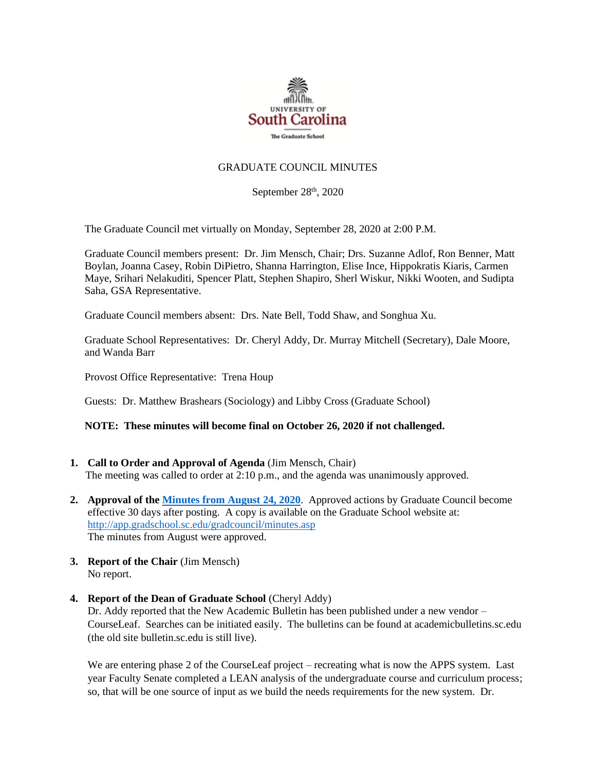UNIVERSITY OF South Carolina

The Graduate School

# GRADUATE COUNCIL MINUTES

September 28th, 2020

The Graduate Council met virtually on Monday, September 28, 2020 at 2:00 P.M.

Graduate Council members present: Dr. Jim Mensch, Chair; Drs. Suzanne Adlof, Ron Benner, Matt Boylan, Joanna Casey, Robin DiPietro, Shanna Harrington, Elise Ince, Hippokratis Kiaris, Carmen Maye, Srihari Nelakuditi, Spencer Platt, Stephen Shapiro, Sherl Wiskur, Nikki Wooten, and Sudipta Saha, GSA Representative.

Graduate Council members absent: Drs. Nate Bell, Todd Shaw, and Songhua Xu.

Graduate School Representatives: Dr. Cheryl Addy, Dr. Murray Mitchell (Secretary), Dale Moore, and Wanda Barr

Provost Office Representative: Trena Houp

Guests: Dr. Matthew Brashears (Sociology) and Libby Cross (Graduate School)

**NOTE: These minutes will become final on October 26, 2020 if not challenged.**

1. **Call to Order and Approval of Agenda** (Jim Mensch, Chair)
   The meeting was called to order at 2:10 p.m., and the agenda was unanimously approved.

2. **Approval of the [Minutes from August 24, 2020](http://app.gradschool.sc.edu/gradcouncil/minutes.asp)**. Approved actions by Graduate Council become effective 30 days after posting. A copy is available on the Graduate School website at: http://app.gradschool.sc.edu/gradcouncil/minutes.asp
   The minutes from August were approved.

3. **Report of the Chair** (Jim Mensch)
   No report.

4. **Report of the Dean of Graduate School** (Cheryl Addy)
   Dr. Addy reported that the New Academic Bulletin has been published under a new vendor – CourseLeaf. Searches can be initiated easily. The bulletins can be found at academicbulletins.sc.edu (the old site bulletin.sc.edu is still live).

   We are entering phase 2 of the CourseLeaf project – recreating what is now the APPS system. Last year Faculty Senate completed a LEAN analysis of the undergraduate course and curriculum process; so, that will be one source of input as we build the needs requirements for the new system. Dr.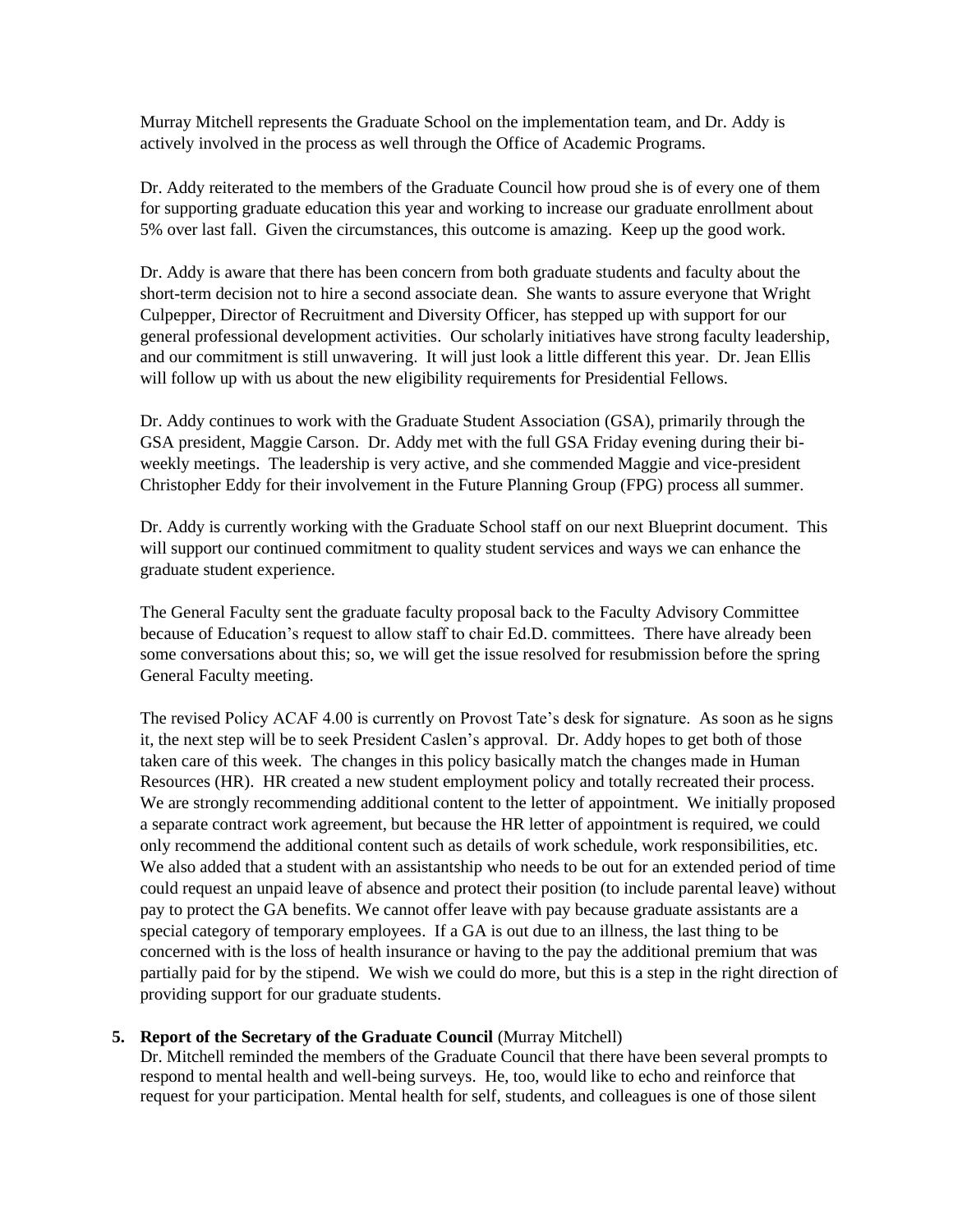Murray Mitchell represents the Graduate School on the implementation team, and Dr. Addy is actively involved in the process as well through the Office of Academic Programs.

Dr. Addy reiterated to the members of the Graduate Council how proud she is of every one of them for supporting graduate education this year and working to increase our graduate enrollment about 5% over last fall. Given the circumstances, this outcome is amazing. Keep up the good work.

Dr. Addy is aware that there has been concern from both graduate students and faculty about the short-term decision not to hire a second associate dean. She wants to assure everyone that Wright Culpepper, Director of Recruitment and Diversity Officer, has stepped up with support for our general professional development activities. Our scholarly initiatives have strong faculty leadership, and our commitment is still unwavering. It will just look a little different this year. Dr. Jean Ellis will follow up with us about the new eligibility requirements for Presidential Fellows.

Dr. Addy continues to work with the Graduate Student Association (GSA), primarily through the GSA president, Maggie Carson. Dr. Addy met with the full GSA Friday evening during their bi-weekly meetings. The leadership is very active, and she commended Maggie and vice-president Christopher Eddy for their involvement in the Future Planning Group (FPG) process all summer.

Dr. Addy is currently working with the Graduate School staff on our next Blueprint document. This will support our continued commitment to quality student services and ways we can enhance the graduate student experience.

The General Faculty sent the graduate faculty proposal back to the Faculty Advisory Committee because of Education's request to allow staff to chair Ed.D. committees. There have already been some conversations about this; so, we will get the issue resolved for resubmission before the spring General Faculty meeting.

The revised Policy ACAF 4.00 is currently on Provost Tate's desk for signature. As soon as he signs it, the next step will be to seek President Caslen's approval. Dr. Addy hopes to get both of those taken care of this week. The changes in this policy basically match the changes made in Human Resources (HR). HR created a new student employment policy and totally recreated their process. We are strongly recommending additional content to the letter of appointment. We initially proposed a separate contract work agreement, but because the HR letter of appointment is required, we could only recommend the additional content such as details of work schedule, work responsibilities, etc. We also added that a student with an assistantship who needs to be out for an extended period of time could request an unpaid leave of absence and protect their position (to include parental leave) without pay to protect the GA benefits. We cannot offer leave with pay because graduate assistants are a special category of temporary employees. If a GA is out due to an illness, the last thing to be concerned with is the loss of health insurance or having to the pay the additional premium that was partially paid for by the stipend. We wish we could do more, but this is a step in the right direction of providing support for our graduate students.

5. **Report of the Secretary of the Graduate Council** (Murray Mitchell)
Dr. Mitchell reminded the members of the Graduate Council that there have been several prompts to respond to mental health and well-being surveys. He, too, would like to echo and reinforce that request for your participation. Mental health for self, students, and colleagues is one of those silent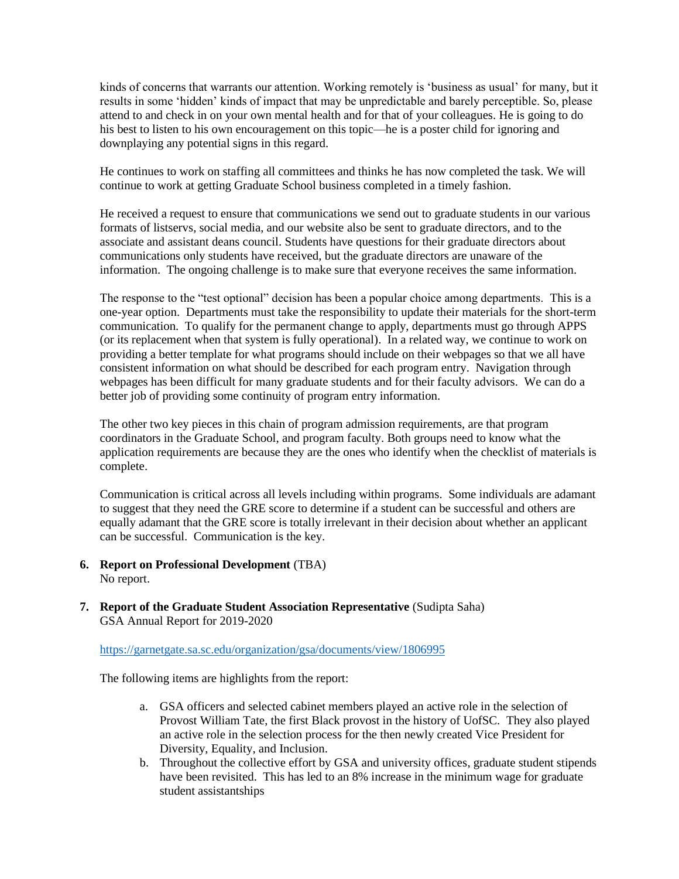kinds of concerns that warrants our attention. Working remotely is 'business as usual' for many, but it results in some 'hidden' kinds of impact that may be unpredictable and barely perceptible. So, please attend to and check in on your own mental health and for that of your colleagues. He is going to do his best to listen to his own encouragement on this topic—he is a poster child for ignoring and downplaying any potential signs in this regard.

He continues to work on staffing all committees and thinks he has now completed the task. We will continue to work at getting Graduate School business completed in a timely fashion.

He received a request to ensure that communications we send out to graduate students in our various formats of listservs, social media, and our website also be sent to graduate directors, and to the associate and assistant deans council. Students have questions for their graduate directors about communications only students have received, but the graduate directors are unaware of the information. The ongoing challenge is to make sure that everyone receives the same information.

The response to the "test optional" decision has been a popular choice among departments. This is a one-year option. Departments must take the responsibility to update their materials for the short-term communication. To qualify for the permanent change to apply, departments must go through APPS (or its replacement when that system is fully operational). In a related way, we continue to work on providing a better template for what programs should include on their webpages so that we all have consistent information on what should be described for each program entry. Navigation through webpages has been difficult for many graduate students and for their faculty advisors. We can do a better job of providing some continuity of program entry information.

The other two key pieces in this chain of program admission requirements, are that program coordinators in the Graduate School, and program faculty. Both groups need to know what the application requirements are because they are the ones who identify when the checklist of materials is complete.

Communication is critical across all levels including within programs. Some individuals are adamant to suggest that they need the GRE score to determine if a student can be successful and others are equally adamant that the GRE score is totally irrelevant in their decision about whether an applicant can be successful. Communication is the key.

6. **Report on Professional Development** (TBA)
   No report.

7. **Report of the Graduate Student Association Representative** (Sudipta Saha)
   GSA Annual Report for 2019-2020

   https://garnetgate.sa.sc.edu/organization/gsa/documents/view/1806995

   The following items are highlights from the report:

   a. GSA officers and selected cabinet members played an active role in the selection of Provost William Tate, the first Black provost in the history of UofSC. They also played an active role in the selection process for the then newly created Vice President for Diversity, Equality, and Inclusion.
   b. Throughout the collective effort by GSA and university offices, graduate student stipends have been revisited. This has led to an 8% increase in the minimum wage for graduate student assistantships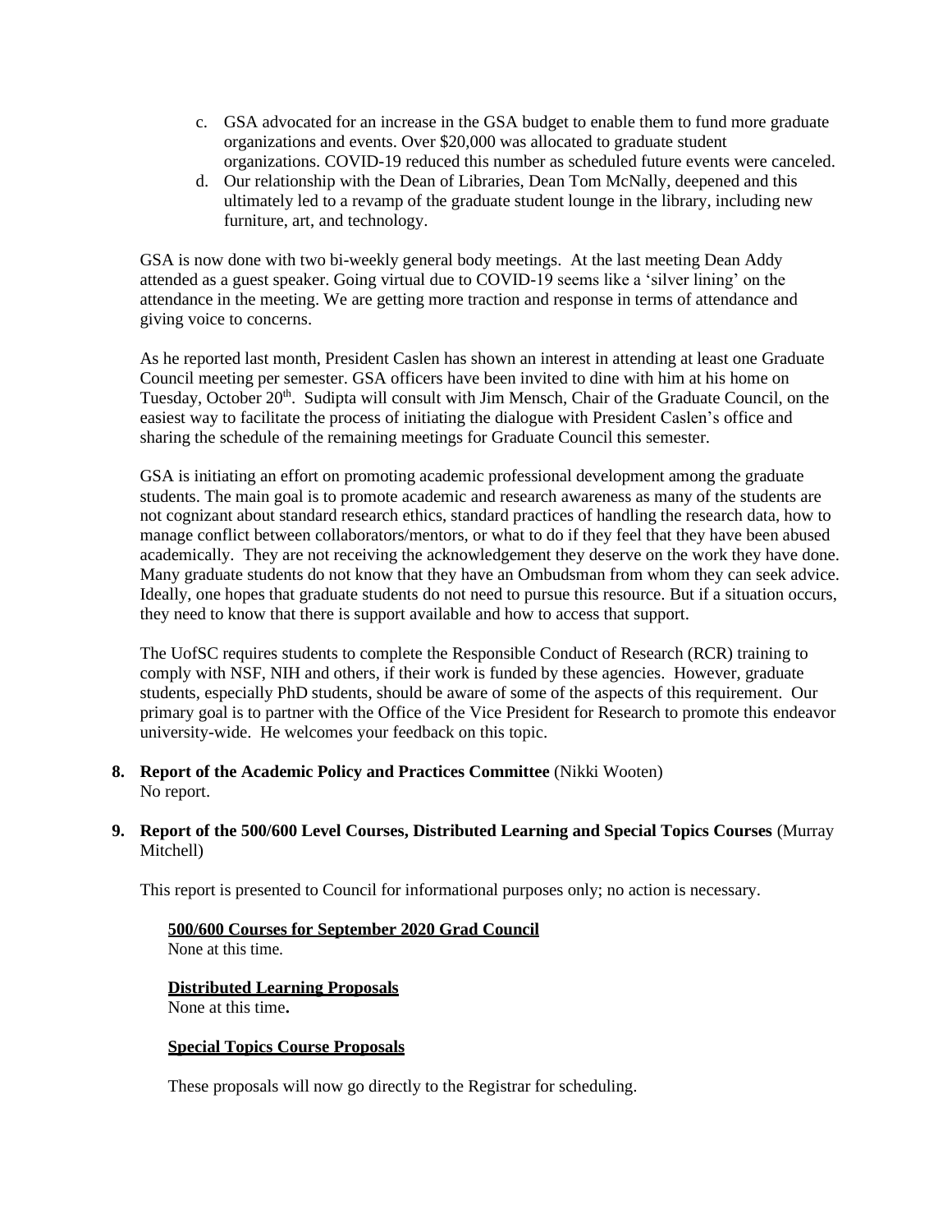c. GSA advocated for an increase in the GSA budget to enable them to fund more graduate organizations and events. Over $20,000 was allocated to graduate student organizations. COVID-19 reduced this number as scheduled future events were canceled.
d. Our relationship with the Dean of Libraries, Dean Tom McNally, deepened and this ultimately led to a revamp of the graduate student lounge in the library, including new furniture, art, and technology.

GSA is now done with two bi-weekly general body meetings. At the last meeting Dean Addy attended as a guest speaker. Going virtual due to COVID-19 seems like a 'silver lining' on the attendance in the meeting. We are getting more traction and response in terms of attendance and giving voice to concerns.

As he reported last month, President Caslen has shown an interest in attending at least one Graduate Council meeting per semester. GSA officers have been invited to dine with him at his home on Tuesday, October 20th. Sudipta will consult with Jim Mensch, Chair of the Graduate Council, on the easiest way to facilitate the process of initiating the dialogue with President Caslen's office and sharing the schedule of the remaining meetings for Graduate Council this semester.

GSA is initiating an effort on promoting academic professional development among the graduate students. The main goal is to promote academic and research awareness as many of the students are not cognizant about standard research ethics, standard practices of handling the research data, how to manage conflict between collaborators/mentors, or what to do if they feel that they have been abused academically. They are not receiving the acknowledgement they deserve on the work they have done. Many graduate students do not know that they have an Ombudsman from whom they can seek advice. Ideally, one hopes that graduate students do not need to pursue this resource. But if a situation occurs, they need to know that there is support available and how to access that support.

The UofSC requires students to complete the Responsible Conduct of Research (RCR) training to comply with NSF, NIH and others, if their work is funded by these agencies. However, graduate students, especially PhD students, should be aware of some of the aspects of this requirement. Our primary goal is to partner with the Office of the Vice President for Research to promote this endeavor university-wide. He welcomes your feedback on this topic.

**8. Report of the Academic Policy and Practices Committee** (Nikki Wooten)
No report.

**9. Report of the 500/600 Level Courses, Distributed Learning and Special Topics Courses** (Murray Mitchell)

This report is presented to Council for informational purposes only; no action is necessary.

**500/600 Courses for September 2020 Grad Council**
None at this time.

**Distributed Learning Proposals**
None at this time**.**

**Special Topics Course Proposals**

These proposals will now go directly to the Registrar for scheduling.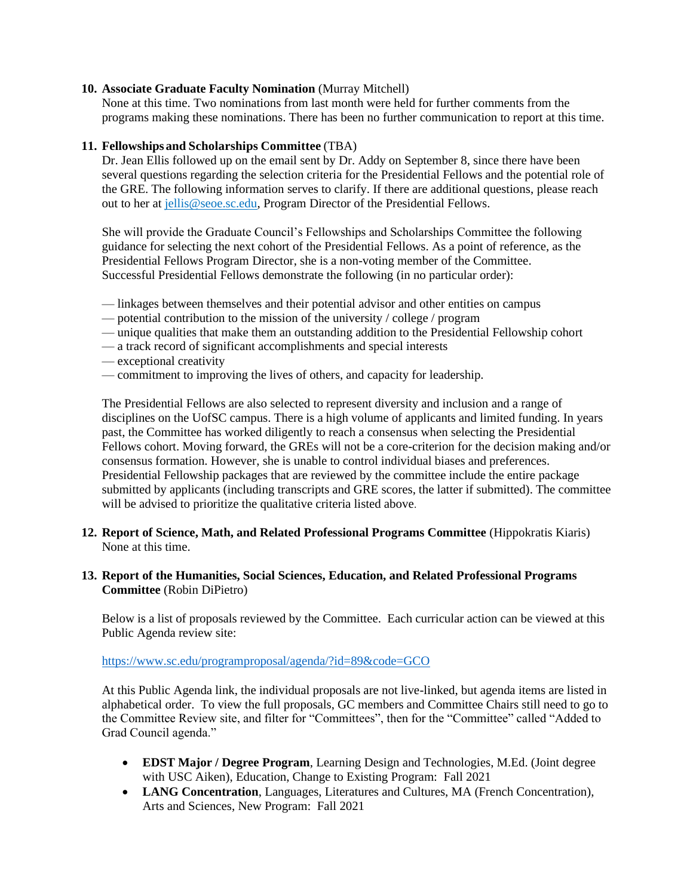10. **Associate Graduate Faculty Nomination** (Murray Mitchell)
    None at this time. Two nominations from last month were held for further comments from the programs making these nominations. There has been no further communication to report at this time.

11. **Fellowships and Scholarships Committee** (TBA)
    Dr. Jean Ellis followed up on the email sent by Dr. Addy on September 8, since there have been several questions regarding the selection criteria for the Presidential Fellows and the potential role of the GRE. The following information serves to clarify. If there are additional questions, please reach out to her at [jellis@seoe.sc.edu](mailto:jellis@seoe.sc.edu), Program Director of the Presidential Fellows.

    She will provide the Graduate Council's Fellowships and Scholarships Committee the following guidance for selecting the next cohort of the Presidential Fellows. As a point of reference, as the Presidential Fellows Program Director, she is a non-voting member of the Committee. Successful Presidential Fellows demonstrate the following (in no particular order):

    — linkages between themselves and their potential advisor and other entities on campus
    — potential contribution to the mission of the university / college / program
    — unique qualities that make them an outstanding addition to the Presidential Fellowship cohort
    — a track record of significant accomplishments and special interests
    — exceptional creativity
    — commitment to improving the lives of others, and capacity for leadership.

    The Presidential Fellows are also selected to represent diversity and inclusion and a range of disciplines on the UofSC campus. There is a high volume of applicants and limited funding. In years past, the Committee has worked diligently to reach a consensus when selecting the Presidential Fellows cohort. Moving forward, the GREs will not be a core-criterion for the decision making and/or consensus formation. However, she is unable to control individual biases and preferences. Presidential Fellowship packages that are reviewed by the committee include the entire package submitted by applicants (including transcripts and GRE scores, the latter if submitted). The committee will be advised to prioritize the qualitative criteria listed above.

12. **Report of Science, Math, and Related Professional Programs Committee** (Hippokratis Kiaris)
    None at this time.

13. **Report of the Humanities, Social Sciences, Education, and Related Professional Programs Committee** (Robin DiPietro)

    Below is a list of proposals reviewed by the Committee. Each curricular action can be viewed at this Public Agenda review site:

    [https://www.sc.edu/programproposal/agenda/?id=89&code=GCO](https://www.sc.edu/programproposal/agenda/?id=89&code=GCO)

    At this Public Agenda link, the individual proposals are not live-linked, but agenda items are listed in alphabetical order. To view the full proposals, GC members and Committee Chairs still need to go to the Committee Review site, and filter for "Committees", then for the "Committee" called "Added to Grad Council agenda."

    - **EDST Major / Degree Program**, Learning Design and Technologies, M.Ed. (Joint degree with USC Aiken), Education, Change to Existing Program: Fall 2021
    - **LANG Concentration**, Languages, Literatures and Cultures, MA (French Concentration), Arts and Sciences, New Program: Fall 2021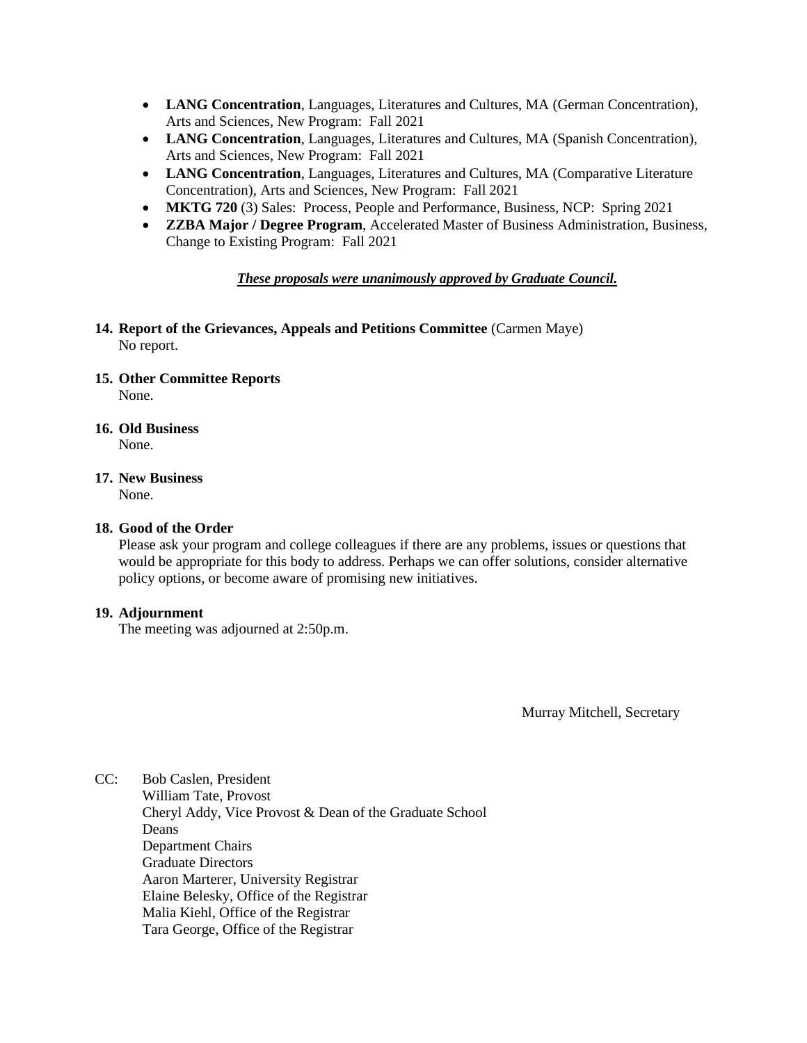- **LANG Concentration**, Languages, Literatures and Cultures, MA (German Concentration), Arts and Sciences, New Program: Fall 2021
- **LANG Concentration**, Languages, Literatures and Cultures, MA (Spanish Concentration), Arts and Sciences, New Program: Fall 2021
- **LANG Concentration**, Languages, Literatures and Cultures, MA (Comparative Literature Concentration), Arts and Sciences, New Program: Fall 2021
- **MKTG 720** (3) Sales: Process, People and Performance, Business, NCP: Spring 2021
- **ZZBA Major / Degree Program**, Accelerated Master of Business Administration, Business, Change to Existing Program: Fall 2021

***These proposals were unanimously approved by Graduate Council.***

**14. Report of the Grievances, Appeals and Petitions Committee** (Carmen Maye)
No report.

**15. Other Committee Reports**
None.

**16. Old Business**
None.

**17. New Business**
None.

**18. Good of the Order**
Please ask your program and college colleagues if there are any problems, issues or questions that would be appropriate for this body to address. Perhaps we can offer solutions, consider alternative policy options, or become aware of promising new initiatives.

**19. Adjournment**
The meeting was adjourned at 2:50p.m.

Murray Mitchell, Secretary

CC: Bob Caslen, President
William Tate, Provost
Cheryl Addy, Vice Provost & Dean of the Graduate School
Deans
Department Chairs
Graduate Directors
Aaron Marterer, University Registrar
Elaine Belesky, Office of the Registrar
Malia Kiehl, Office of the Registrar
Tara George, Office of the Registrar